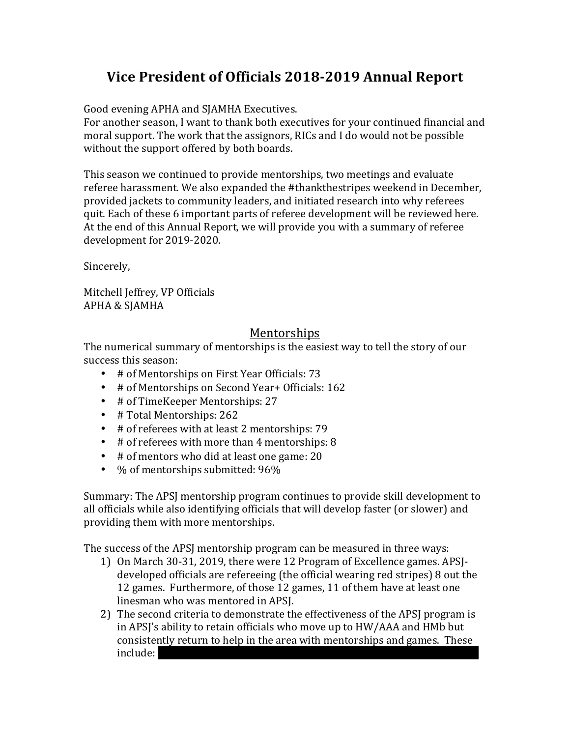# Vice President of Officials 2018-2019 Annual Report

Good evening APHA and SJAMHA Executives.
For another season, I want to thank both executives for your continued financial and moral support. The work that the assignors, RICs and I do would not be possible without the support offered by both boards.

This season we continued to provide mentorships, two meetings and evaluate referee harassment. We also expanded the #thankthestripes weekend in December, provided jackets to community leaders, and initiated research into why referees quit. Each of these 6 important parts of referee development will be reviewed here. At the end of this Annual Report, we will provide you with a summary of referee development for 2019-2020.

Sincerely,

Mitchell Jeffrey, VP Officials
APHA & SJAMHA

## Mentorships

The numerical summary of mentorships is the easiest way to tell the story of our success this season:

- # of Mentorships on First Year Officials: 73
- # of Mentorships on Second Year+ Officials: 162
- # of TimeKeeper Mentorships: 27
- # Total Mentorships: 262
- # of referees with at least 2 mentorships: 79
- # of referees with more than 4 mentorships: 8
- # of mentors who did at least one game: 20
- % of mentorships submitted: 96%

Summary: The APSJ mentorship program continues to provide skill development to all officials while also identifying officials that will develop faster (or slower) and providing them with more mentorships.

The success of the APSJ mentorship program can be measured in three ways:

1) On March 30-31, 2019, there were 12 Program of Excellence games. APSJ-developed officials are refereeing (the official wearing red stripes) 8 out the 12 games. Furthermore, of those 12 games, 11 of them have at least one linesman who was mentored in APSJ.
2) The second criteria to demonstrate the effectiveness of the APSJ program is in APSJ's ability to retain officials who move up to HW/AAA and HMb but consistently return to help in the area with mentorships and games. These include: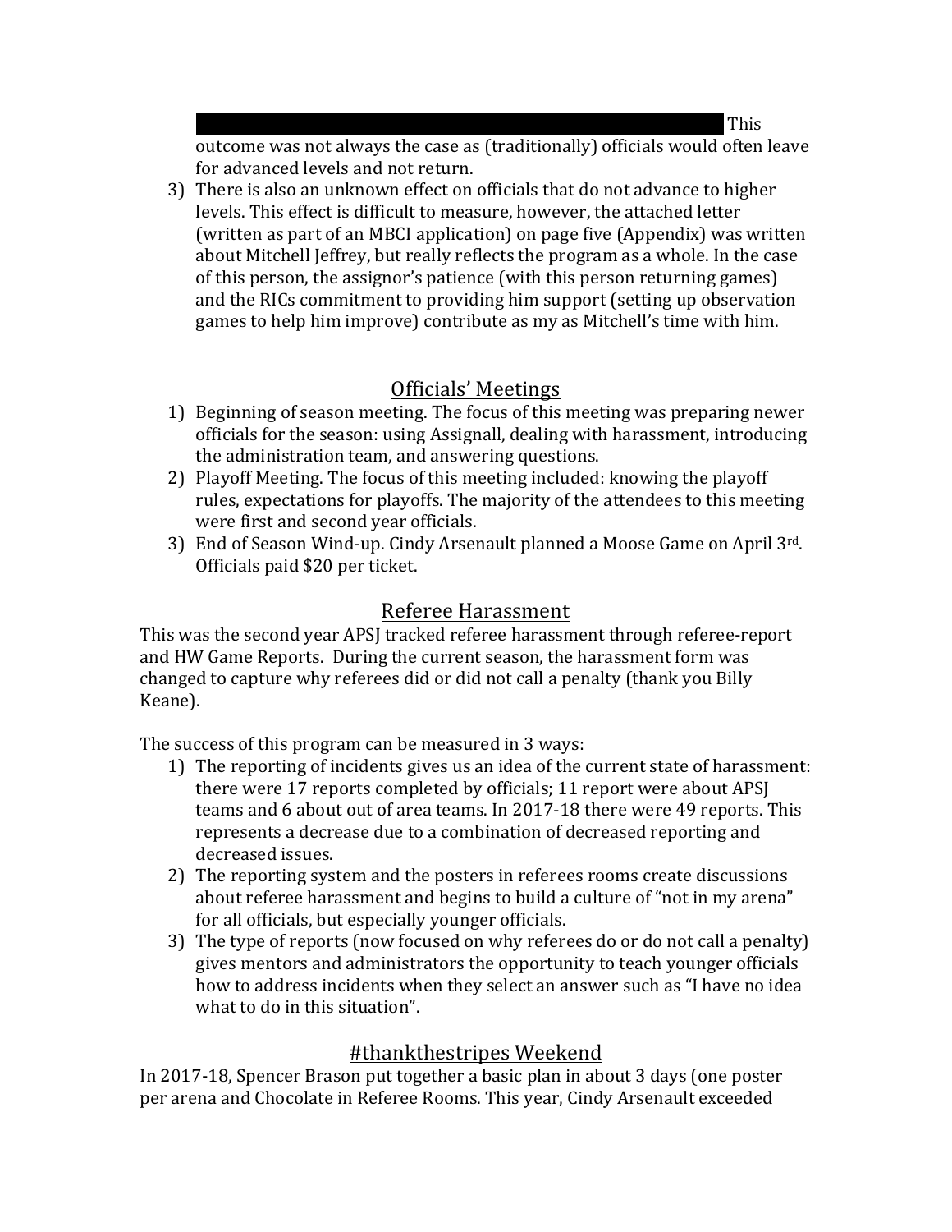This outcome was not always the case as (traditionally) officials would often leave for advanced levels and not return.

3) There is also an unknown effect on officials that do not advance to higher levels. This effect is difficult to measure, however, the attached letter (written as part of an MBCI application) on page five (Appendix) was written about Mitchell Jeffrey, but really reflects the program as a whole. In the case of this person, the assignor's patience (with this person returning games) and the RICs commitment to providing him support (setting up observation games to help him improve) contribute as my as Mitchell's time with him.

## Officials' Meetings

1) Beginning of season meeting. The focus of this meeting was preparing newer officials for the season: using Assignall, dealing with harassment, introducing the administration team, and answering questions.
2) Playoff Meeting. The focus of this meeting included: knowing the playoff rules, expectations for playoffs. The majority of the attendees to this meeting were first and second year officials.
3) End of Season Wind-up. Cindy Arsenault planned a Moose Game on April 3rd. Officials paid $20 per ticket.

## Referee Harassment

This was the second year APSJ tracked referee harassment through referee-report and HW Game Reports. During the current season, the harassment form was changed to capture why referees did or did not call a penalty (thank you Billy Keane).

The success of this program can be measured in 3 ways:

1) The reporting of incidents gives us an idea of the current state of harassment: there were 17 reports completed by officials; 11 report were about APSJ teams and 6 about out of area teams. In 2017-18 there were 49 reports. This represents a decrease due to a combination of decreased reporting and decreased issues.
2) The reporting system and the posters in referees rooms create discussions about referee harassment and begins to build a culture of "not in my arena" for all officials, but especially younger officials.
3) The type of reports (now focused on why referees do or do not call a penalty) gives mentors and administrators the opportunity to teach younger officials how to address incidents when they select an answer such as "I have no idea what to do in this situation".

## #thankthestripes Weekend

In 2017-18, Spencer Brason put together a basic plan in about 3 days (one poster per arena and Chocolate in Referee Rooms. This year, Cindy Arsenault exceeded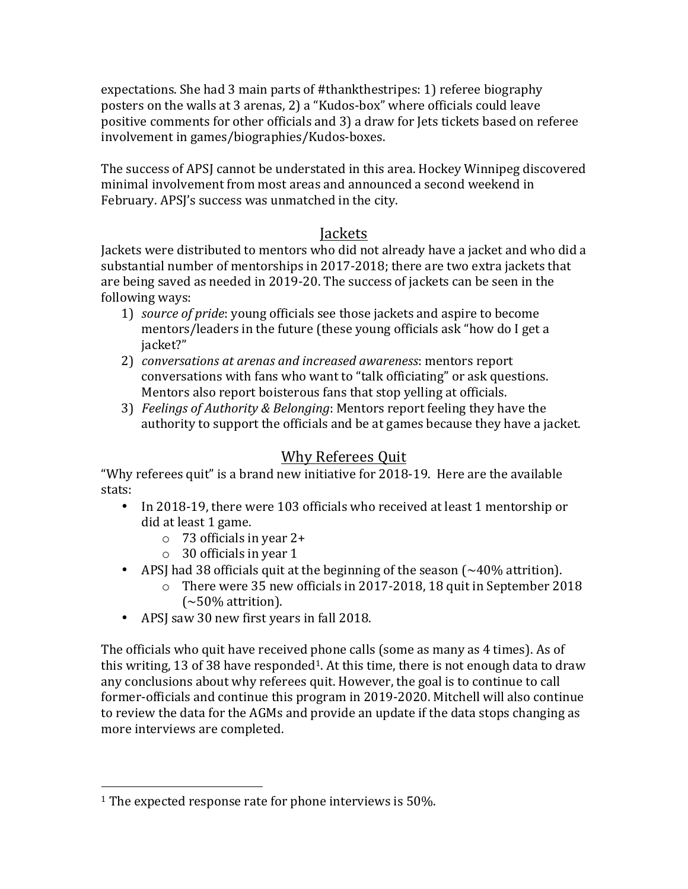expectations. She had 3 main parts of #thankthestripes: 1) referee biography posters on the walls at 3 arenas, 2) a "Kudos-box" where officials could leave positive comments for other officials and 3) a draw for Jets tickets based on referee involvement in games/biographies/Kudos-boxes.

The success of APSJ cannot be understated in this area. Hockey Winnipeg discovered minimal involvement from most areas and announced a second weekend in February. APSJ's success was unmatched in the city.

## Jackets

Jackets were distributed to mentors who did not already have a jacket and who did a substantial number of mentorships in 2017-2018; there are two extra jackets that are being saved as needed in 2019-20. The success of jackets can be seen in the following ways:

1) *source of pride*: young officials see those jackets and aspire to become mentors/leaders in the future (these young officials ask "how do I get a jacket?"
2) *conversations at arenas and increased awareness*: mentors report conversations with fans who want to "talk officiating" or ask questions. Mentors also report boisterous fans that stop yelling at officials.
3) *Feelings of Authority & Belonging*: Mentors report feeling they have the authority to support the officials and be at games because they have a jacket.

## Why Referees Quit

"Why referees quit" is a brand new initiative for 2018-19. Here are the available stats:

- In 2018-19, there were 103 officials who received at least 1 mentorship or did at least 1 game.
  - 73 officials in year 2+
  - 30 officials in year 1
- APSJ had 38 officials quit at the beginning of the season (~40% attrition).
  - There were 35 new officials in 2017-2018, 18 quit in September 2018 (~50% attrition).
- APSJ saw 30 new first years in fall 2018.

The officials who quit have received phone calls (some as many as 4 times). As of this writing, 13 of 38 have responded[1]. At this time, there is not enough data to draw any conclusions about why referees quit. However, the goal is to continue to call former-officials and continue this program in 2019-2020. Mitchell will also continue to review the data for the AGMs and provide an update if the data stops changing as more interviews are completed.

---

[1] The expected response rate for phone interviews is 50%.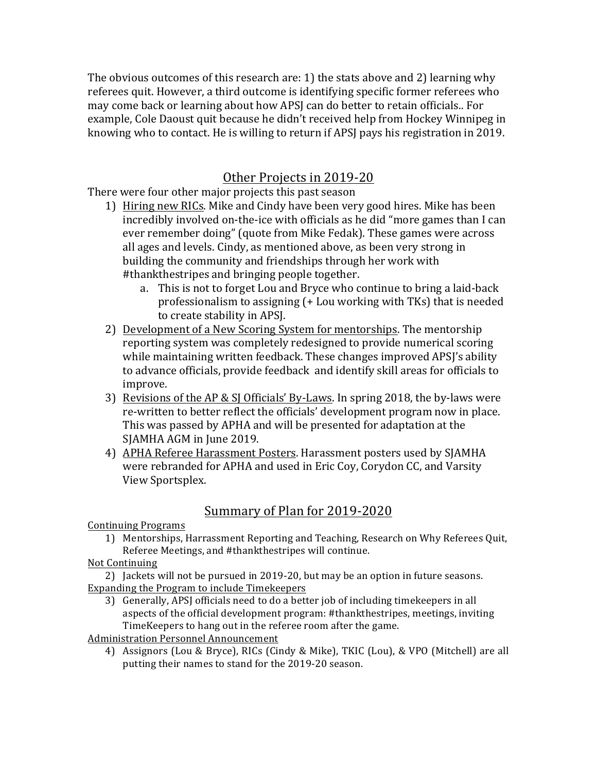The obvious outcomes of this research are: 1) the stats above and 2) learning why referees quit. However, a third outcome is identifying specific former referees who may come back or learning about how APSJ can do better to retain officials.. For example, Cole Daoust quit because he didn't received help from Hockey Winnipeg in knowing who to contact. He is willing to return if APSJ pays his registration in 2019.

## Other Projects in 2019-20

There were four other major projects this past season

1) <u>Hiring new RICs</u>. Mike and Cindy have been very good hires. Mike has been incredibly involved on-the-ice with officials as he did "more games than I can ever remember doing" (quote from Mike Fedak). These games were across all ages and levels. Cindy, as mentioned above, as been very strong in building the community and friendships through her work with #thankthestripes and bringing people together.
    a. This is not to forget Lou and Bryce who continue to bring a laid-back professionalism to assigning (+ Lou working with TKs) that is needed to create stability in APSJ.
2) <u>Development of a New Scoring System for mentorships</u>. The mentorship reporting system was completely redesigned to provide numerical scoring while maintaining written feedback. These changes improved APSJ's ability to advance officials, provide feedback and identify skill areas for officials to improve.
3) <u>Revisions of the AP & SJ Officials' By-Laws</u>. In spring 2018, the by-laws were re-written to better reflect the officials' development program now in place. This was passed by APHA and will be presented for adaptation at the SJAMHA AGM in June 2019.
4) <u>APHA Referee Harassment Posters</u>. Harassment posters used by SJAMHA were rebranded for APHA and used in Eric Coy, Corydon CC, and Varsity View Sportsplex.

## Summary of Plan for 2019-2020

<u>Continuing Programs</u>

1) Mentorships, Harrassment Reporting and Teaching, Research on Why Referees Quit, Referee Meetings, and #thankthestripes will continue.

<u>Not Continuing</u>

2) Jackets will not be pursued in 2019-20, but may be an option in future seasons.

<u>Expanding the Program to include Timekeepers</u>

3) Generally, APSJ officials need to do a better job of including timekeepers in all aspects of the official development program: #thankthestripes, meetings, inviting TimeKeepers to hang out in the referee room after the game.

<u>Administration Personnel Announcement</u>

4) Assignors (Lou & Bryce), RICs (Cindy & Mike), TKIC (Lou), & VPO (Mitchell) are all putting their names to stand for the 2019-20 season.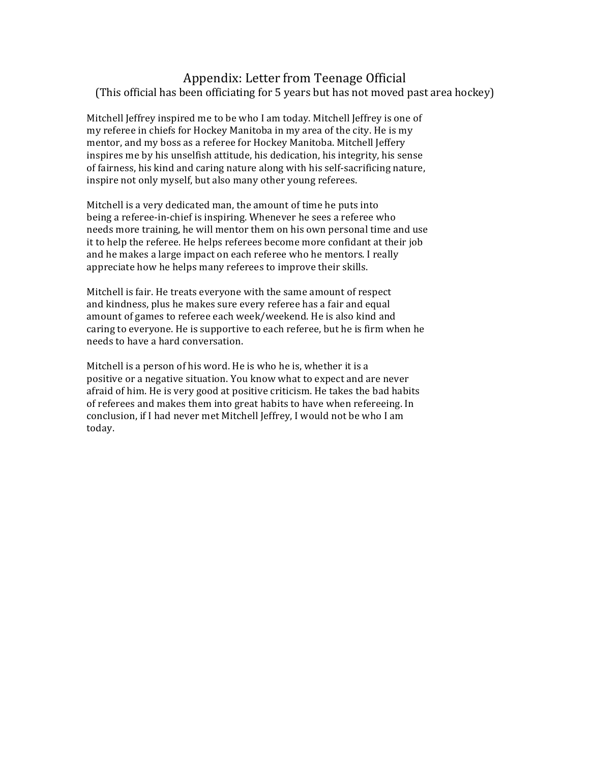# Appendix: Letter from Teenage Official

(This official has been officiating for 5 years but has not moved past area hockey)

Mitchell Jeffrey inspired me to be who I am today. Mitchell Jeffrey is one of my referee in chiefs for Hockey Manitoba in my area of the city. He is my mentor, and my boss as a referee for Hockey Manitoba. Mitchell Jeffery inspires me by his unselfish attitude, his dedication, his integrity, his sense of fairness, his kind and caring nature along with his self-sacrificing nature, inspire not only myself, but also many other young referees.

Mitchell is a very dedicated man, the amount of time he puts into being a referee-in-chief is inspiring. Whenever he sees a referee who needs more training, he will mentor them on his own personal time and use it to help the referee. He helps referees become more confidant at their job and he makes a large impact on each referee who he mentors. I really appreciate how he helps many referees to improve their skills.

Mitchell is fair. He treats everyone with the same amount of respect and kindness, plus he makes sure every referee has a fair and equal amount of games to referee each week/weekend. He is also kind and caring to everyone. He is supportive to each referee, but he is firm when he needs to have a hard conversation.

Mitchell is a person of his word. He is who he is, whether it is a positive or a negative situation. You know what to expect and are never afraid of him. He is very good at positive criticism. He takes the bad habits of referees and makes them into great habits to have when refereeing. In conclusion, if I had never met Mitchell Jeffrey, I would not be who I am today.